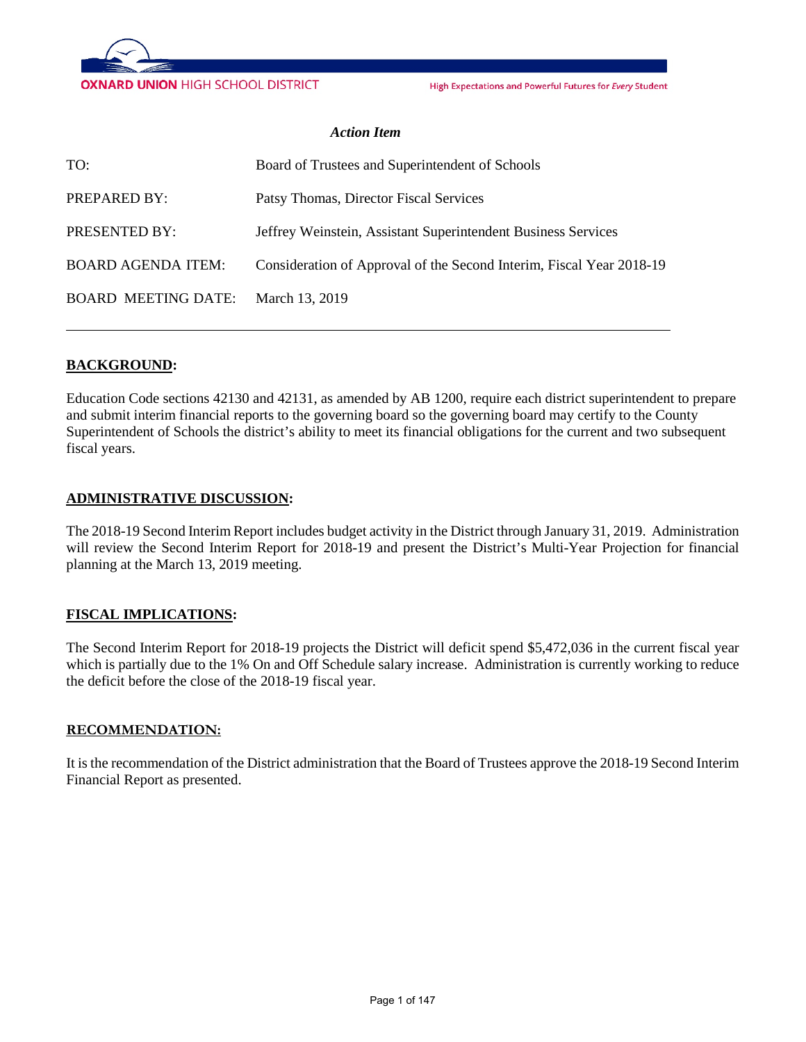OXNARD UNION HIGH SCHOOL DISTRICT

High Expectations and Powerful Futures for *Every* Student

***Action Item***

| | |
|---|---|
| TO: | Board of Trustees and Superintendent of Schools |
| PREPARED BY: | Patsy Thomas, Director Fiscal Services |
| PRESENTED BY: | Jeffrey Weinstein, Assistant Superintendent Business Services |
| BOARD AGENDA ITEM: | Consideration of Approval of the Second Interim, Fiscal Year 2018-19 |
| BOARD MEETING DATE: | March 13, 2019 |

## BACKGROUND:

Education Code sections 42130 and 42131, as amended by AB 1200, require each district superintendent to prepare and submit interim financial reports to the governing board so the governing board may certify to the County Superintendent of Schools the district's ability to meet its financial obligations for the current and two subsequent fiscal years.

## ADMINISTRATIVE DISCUSSION:

The 2018-19 Second Interim Report includes budget activity in the District through January 31, 2019. Administration will review the Second Interim Report for 2018-19 and present the District's Multi-Year Projection for financial planning at the March 13, 2019 meeting.

## FISCAL IMPLICATIONS:

The Second Interim Report for 2018-19 projects the District will deficit spend $5,472,036 in the current fiscal year which is partially due to the 1% On and Off Schedule salary increase. Administration is currently working to reduce the deficit before the close of the 2018-19 fiscal year.

## RECOMMENDATION:

It is the recommendation of the District administration that the Board of Trustees approve the 2018-19 Second Interim Financial Report as presented.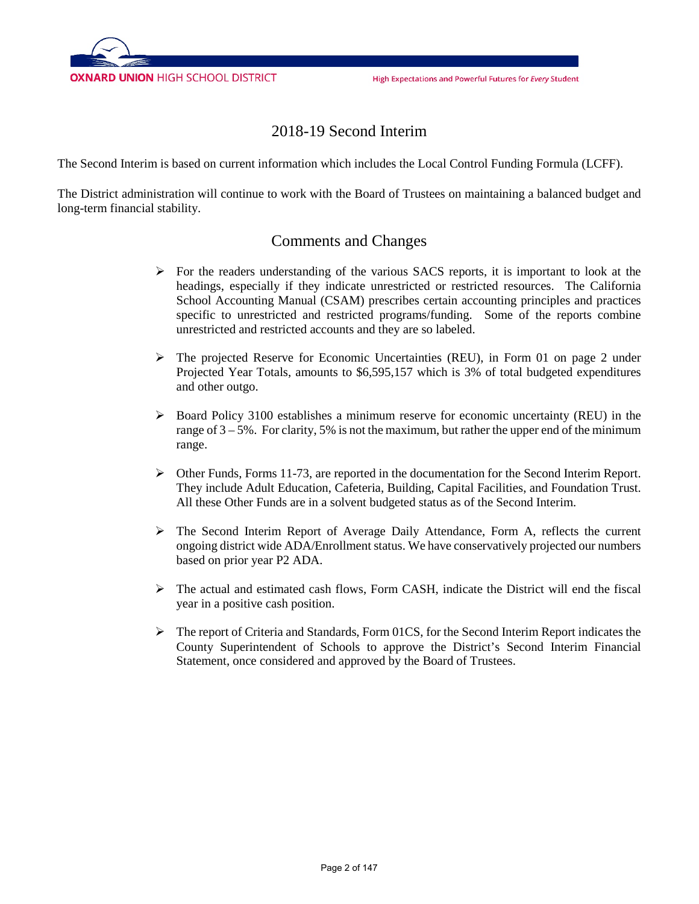# 2018-19 Second Interim

The Second Interim is based on current information which includes the Local Control Funding Formula (LCFF).

The District administration will continue to work with the Board of Trustees on maintaining a balanced budget and long-term financial stability.

## Comments and Changes

- For the readers understanding of the various SACS reports, it is important to look at the headings, especially if they indicate unrestricted or restricted resources. The California School Accounting Manual (CSAM) prescribes certain accounting principles and practices specific to unrestricted and restricted programs/funding. Some of the reports combine unrestricted and restricted accounts and they are so labeled.

- The projected Reserve for Economic Uncertainties (REU), in Form 01 on page 2 under Projected Year Totals, amounts to $6,595,157 which is 3% of total budgeted expenditures and other outgo.

- Board Policy 3100 establishes a minimum reserve for economic uncertainty (REU) in the range of 3 – 5%. For clarity, 5% is not the maximum, but rather the upper end of the minimum range.

- Other Funds, Forms 11-73, are reported in the documentation for the Second Interim Report. They include Adult Education, Cafeteria, Building, Capital Facilities, and Foundation Trust. All these Other Funds are in a solvent budgeted status as of the Second Interim.

- The Second Interim Report of Average Daily Attendance, Form A, reflects the current ongoing district wide ADA/Enrollment status. We have conservatively projected our numbers based on prior year P2 ADA.

- The actual and estimated cash flows, Form CASH, indicate the District will end the fiscal year in a positive cash position.

- The report of Criteria and Standards, Form 01CS, for the Second Interim Report indicates the County Superintendent of Schools to approve the District's Second Interim Financial Statement, once considered and approved by the Board of Trustees.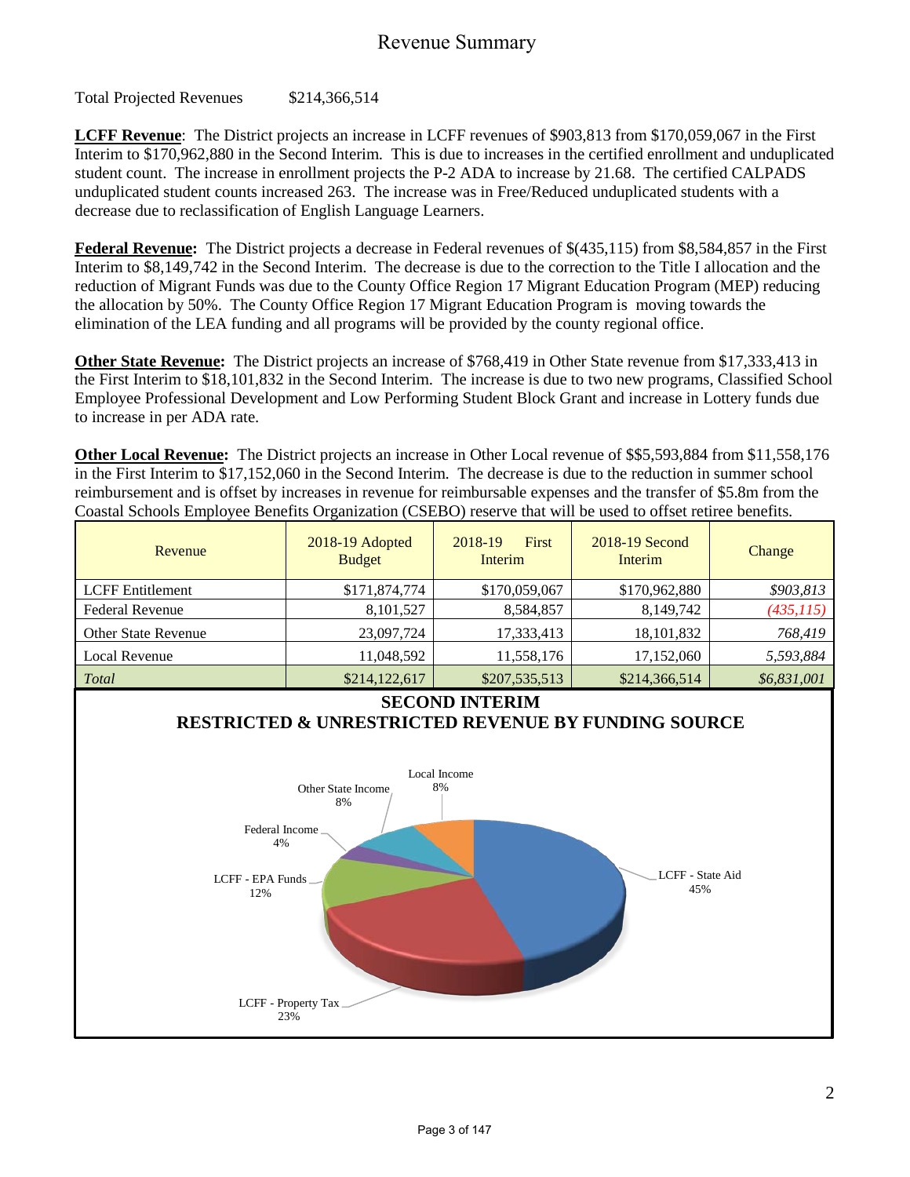# Revenue Summary

Total Projected Revenues $214,366,514

**LCFF Revenue**: The District projects an increase in LCFF revenues of $903,813 from $170,059,067 in the First Interim to $170,962,880 in the Second Interim. This is due to increases in the certified enrollment and unduplicated student count. The increase in enrollment projects the P-2 ADA to increase by 21.68. The certified CALPADS unduplicated student counts increased 263. The increase was in Free/Reduced unduplicated students with a decrease due to reclassification of English Language Learners.

**Federal Revenue:** The District projects a decrease in Federal revenues of $(435,115) from $8,584,857 in the First Interim to $8,149,742 in the Second Interim. The decrease is due to the correction to the Title I allocation and the reduction of Migrant Funds was due to the County Office Region 17 Migrant Education Program (MEP) reducing the allocation by 50%. The County Office Region 17 Migrant Education Program is moving towards the elimination of the LEA funding and all programs will be provided by the county regional office.

**Other State Revenue:** The District projects an increase of $768,419 in Other State revenue from $17,333,413 in the First Interim to $18,101,832 in the Second Interim. The increase is due to two new programs, Classified School Employee Professional Development and Low Performing Student Block Grant and increase in Lottery funds due to increase in per ADA rate.

**Other Local Revenue:** The District projects an increase in Other Local revenue of $$5,593,884 from $11,558,176 in the First Interim to $17,152,060 in the Second Interim. The decrease is due to the reduction in summer school reimbursement and is offset by increases in revenue for reimbursable expenses and the transfer of $5.8m from the Coastal Schools Employee Benefits Organization (CSEBO) reserve that will be used to offset retiree benefits.

| Revenue | 2018-19 Adopted Budget | 2018-19 First Interim | 2018-19 Second Interim | Change |
|---|---|---|---|---|
| LCFF Entitlement | $171,874,774 | $170,059,067 | $170,962,880 | *$903,813* |
| Federal Revenue | 8,101,527 | 8,584,857 | 8,149,742 | *(435,115)* |
| Other State Revenue | 23,097,724 | 17,333,413 | 18,101,832 | *768,419* |
| Local Revenue | 11,048,592 | 11,558,176 | 17,152,060 | *5,593,884* |
| *Total* | $214,122,617 | $207,535,513 | $214,366,514 | *$6,831,001* |

**SECOND INTERIM**
**RESTRICTED & UNRESTRICTED REVENUE BY FUNDING SOURCE**

- LCFF - State Aid 45%
- LCFF - Property Tax 23%
- LCFF - EPA Funds 12%
- Federal Income 4%
- Other State Income 8%
- Local Income 8%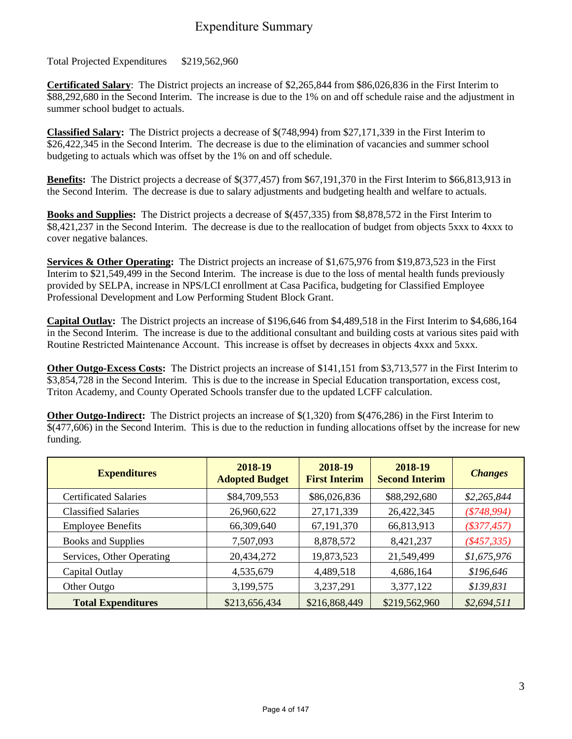# Expenditure Summary

Total Projected Expenditures $219,562,960

**Certificated Salary**: The District projects an increase of $2,265,844 from $86,026,836 in the First Interim to $88,292,680 in the Second Interim. The increase is due to the 1% on and off schedule raise and the adjustment in summer school budget to actuals.

**Classified Salary:** The District projects a decrease of $(748,994) from $27,171,339 in the First Interim to $26,422,345 in the Second Interim. The decrease is due to the elimination of vacancies and summer school budgeting to actuals which was offset by the 1% on and off schedule.

**Benefits:** The District projects a decrease of $(377,457) from $67,191,370 in the First Interim to $66,813,913 in the Second Interim. The decrease is due to salary adjustments and budgeting health and welfare to actuals.

**Books and Supplies:** The District projects a decrease of $(457,335) from $8,878,572 in the First Interim to $8,421,237 in the Second Interim. The decrease is due to the reallocation of budget from objects 5xxx to 4xxx to cover negative balances.

**Services & Other Operating:** The District projects an increase of $1,675,976 from $19,873,523 in the First Interim to $21,549,499 in the Second Interim. The increase is due to the loss of mental health funds previously provided by SELPA, increase in NPS/LCI enrollment at Casa Pacifica, budgeting for Classified Employee Professional Development and Low Performing Student Block Grant.

**Capital Outlay:** The District projects an increase of $196,646 from $4,489,518 in the First Interim to $4,686,164 in the Second Interim. The increase is due to the additional consultant and building costs at various sites paid with Routine Restricted Maintenance Account. This increase is offset by decreases in objects 4xxx and 5xxx.

**Other Outgo-Excess Costs:** The District projects an increase of $141,151 from $3,713,577 in the First Interim to $3,854,728 in the Second Interim. This is due to the increase in Special Education transportation, excess cost, Triton Academy, and County Operated Schools transfer due to the updated LCFF calculation.

**Other Outgo-Indirect:** The District projects an increase of $(1,320) from $(476,286) in the First Interim to $(477,606) in the Second Interim. This is due to the reduction in funding allocations offset by the increase for new funding.

| Expenditures | 2018-19 Adopted Budget | 2018-19 First Interim | 2018-19 Second Interim | *Changes* |
|---|---|---|---|---|
| Certificated Salaries | $84,709,553 | $86,026,836 | $88,292,680 | *$2,265,844* |
| Classified Salaries | 26,960,622 | 27,171,339 | 26,422,345 | *($748,994)* |
| Employee Benefits | 66,309,640 | 67,191,370 | 66,813,913 | *($377,457)* |
| Books and Supplies | 7,507,093 | 8,878,572 | 8,421,237 | *($457,335)* |
| Services, Other Operating | 20,434,272 | 19,873,523 | 21,549,499 | *$1,675,976* |
| Capital Outlay | 4,535,679 | 4,489,518 | 4,686,164 | *$196,646* |
| Other Outgo | 3,199,575 | 3,237,291 | 3,377,122 | *$139,831* |
| **Total Expenditures** | $213,656,434 | $216,868,449 | $219,562,960 | *$2,694,511* |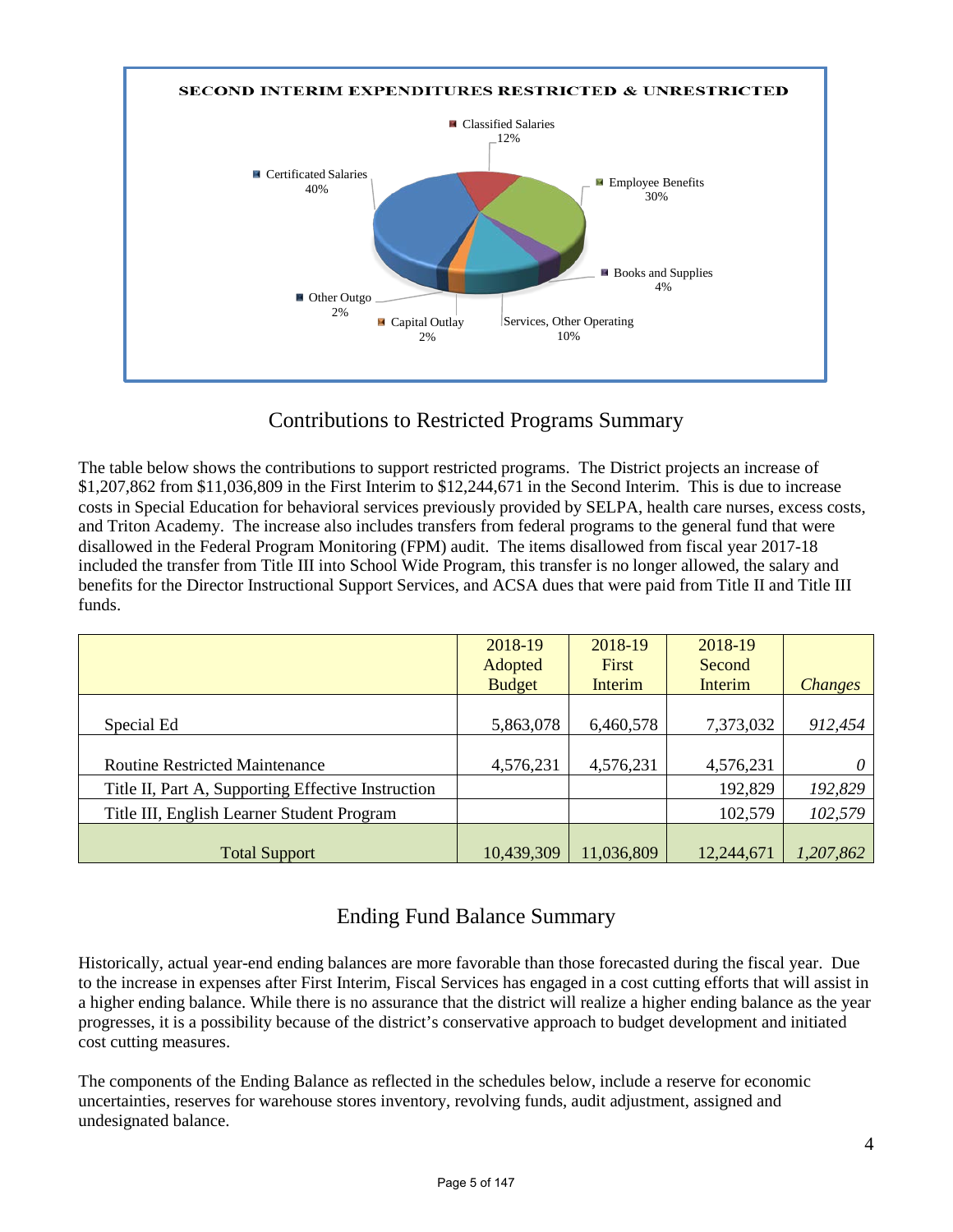SECOND INTERIM EXPENDITURES RESTRICTED & UNRESTRICTED

Classified Salaries 12%

Certificated Salaries 40%

Employee Benefits 30%

Books and Supplies 4%

Other Outgo 2%

Capital Outlay 2%

Services, Other Operating 10%

## Contributions to Restricted Programs Summary

The table below shows the contributions to support restricted programs. The District projects an increase of $1,207,862 from $11,036,809 in the First Interim to $12,244,671 in the Second Interim. This is due to increase costs in Special Education for behavioral services previously provided by SELPA, health care nurses, excess costs, and Triton Academy. The increase also includes transfers from federal programs to the general fund that were disallowed in the Federal Program Monitoring (FPM) audit. The items disallowed from fiscal year 2017-18 included the transfer from Title III into School Wide Program, this transfer is no longer allowed, the salary and benefits for the Director Instructional Support Services, and ACSA dues that were paid from Title II and Title III funds.

| | 2018-19 Adopted Budget | 2018-19 First Interim | 2018-19 Second Interim | *Changes* |
|---|---|---|---|---|
| Special Ed | 5,863,078 | 6,460,578 | 7,373,032 | *912,454* |
| Routine Restricted Maintenance | 4,576,231 | 4,576,231 | 4,576,231 | *0* |
| Title II, Part A, Supporting Effective Instruction | | | 192,829 | *192,829* |
| Title III, English Learner Student Program | | | 102,579 | *102,579* |
| Total Support | 10,439,309 | 11,036,809 | 12,244,671 | *1,207,862* |

## Ending Fund Balance Summary

Historically, actual year-end ending balances are more favorable than those forecasted during the fiscal year. Due to the increase in expenses after First Interim, Fiscal Services has engaged in a cost cutting efforts that will assist in a higher ending balance. While there is no assurance that the district will realize a higher ending balance as the year progresses, it is a possibility because of the district's conservative approach to budget development and initiated cost cutting measures.

The components of the Ending Balance as reflected in the schedules below, include a reserve for economic uncertainties, reserves for warehouse stores inventory, revolving funds, audit adjustment, assigned and undesignated balance.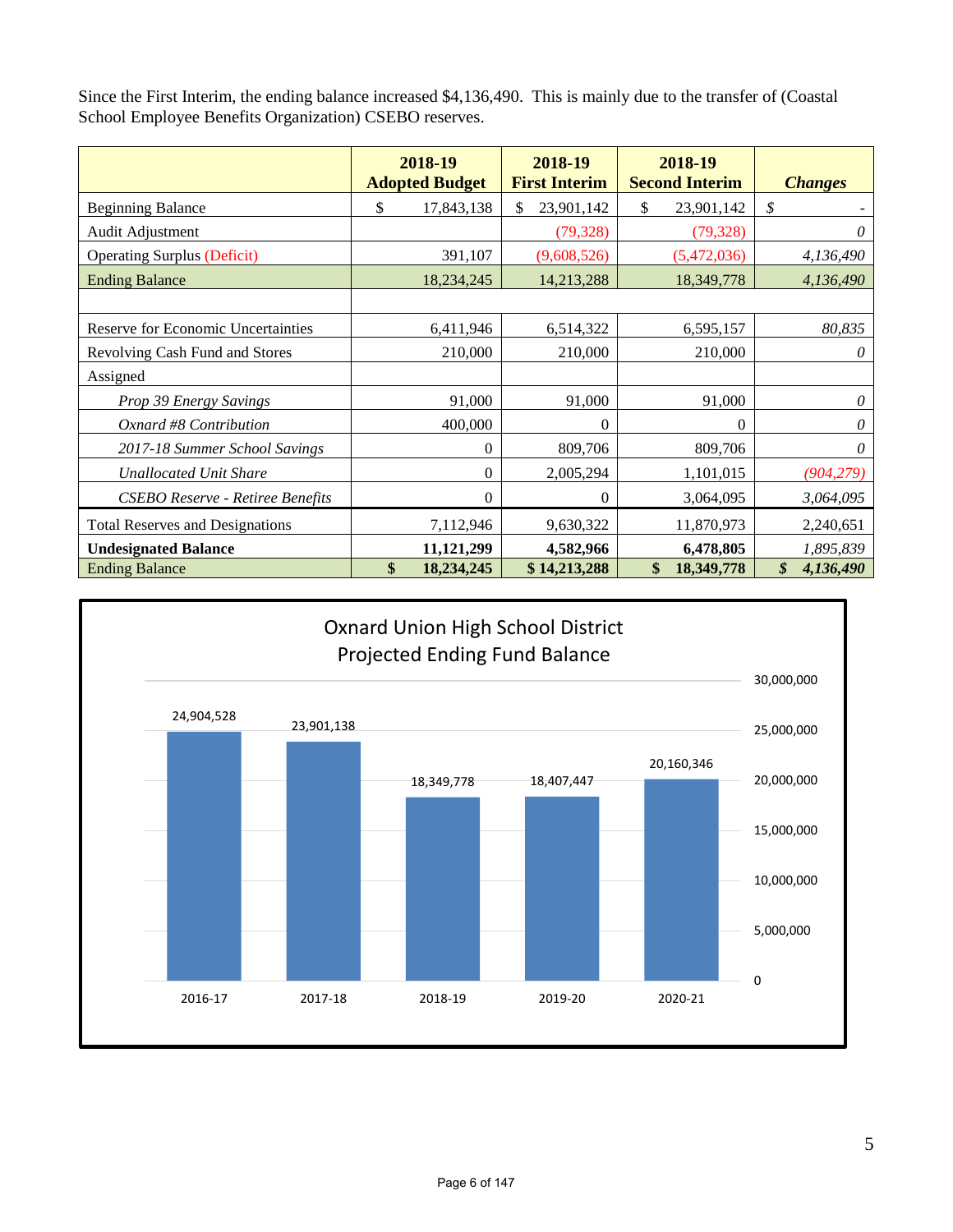Since the First Interim, the ending balance increased $4,136,490. This is mainly due to the transfer of (Coastal School Employee Benefits Organization) CSEBO reserves.

| | 2018-19 Adopted Budget | 2018-19 First Interim | 2018-19 Second Interim | *Changes* |
|---|---|---|---|---|
| Beginning Balance | $ 17,843,138 | $ 23,901,142 | $ 23,901,142 | *$ -* |
| Audit Adjustment | | (79,328) | (79,328) | *0* |
| Operating Surplus (Deficit) | 391,107 | (9,608,526) | (5,472,036) | *4,136,490* |
| Ending Balance | 18,234,245 | 14,213,288 | 18,349,778 | *4,136,490* |
| | | | | |
| Reserve for Economic Uncertainties | 6,411,946 | 6,514,322 | 6,595,157 | *80,835* |
| Revolving Cash Fund and Stores | 210,000 | 210,000 | 210,000 | *0* |
| Assigned | | | | |
| *Prop 39 Energy Savings* | 91,000 | 91,000 | 91,000 | *0* |
| *Oxnard #8 Contribution* | 400,000 | 0 | 0 | *0* |
| *2017-18 Summer School Savings* | 0 | 809,706 | 809,706 | *0* |
| *Unallocated Unit Share* | 0 | 2,005,294 | 1,101,015 | *(904,279)* |
| *CSEBO Reserve - Retiree Benefits* | 0 | 0 | 3,064,095 | *3,064,095* |
| Total Reserves and Designations | 7,112,946 | 9,630,322 | 11,870,973 | 2,240,651 |
| **Undesignated Balance** | **11,121,299** | **4,582,966** | **6,478,805** | *1,895,839* |
| Ending Balance | **$ 18,234,245** | **$ 14,213,288** | **$ 18,349,778** | ***$ 4,136,490*** |

Oxnard Union High School District
Projected Ending Fund Balance

| Year | Ending Fund Balance |
|---|---|
| 2016-17 | 24,904,528 |
| 2017-18 | 23,901,138 |
| 2018-19 | 18,349,778 |
| 2019-20 | 18,407,447 |
| 2020-21 | 20,160,346 |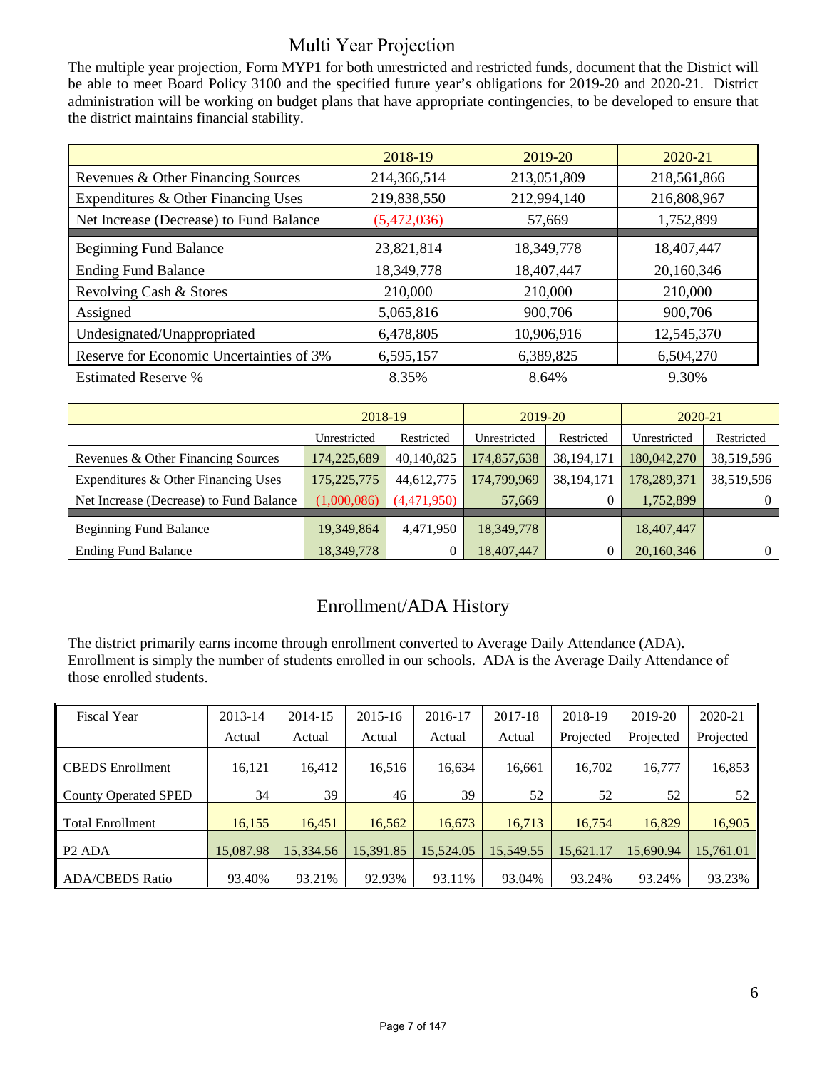# Multi Year Projection

The multiple year projection, Form MYP1 for both unrestricted and restricted funds, document that the District will be able to meet Board Policy 3100 and the specified future year's obligations for 2019-20 and 2020-21. District administration will be working on budget plans that have appropriate contingencies, to be developed to ensure that the district maintains financial stability.

| | 2018-19 | 2019-20 | 2020-21 |
|---|---|---|---|
| Revenues & Other Financing Sources | 214,366,514 | 213,051,809 | 218,561,866 |
| Expenditures & Other Financing Uses | 219,838,550 | 212,994,140 | 216,808,967 |
| Net Increase (Decrease) to Fund Balance | (5,472,036) | 57,669 | 1,752,899 |
| Beginning Fund Balance | 23,821,814 | 18,349,778 | 18,407,447 |
| Ending Fund Balance | 18,349,778 | 18,407,447 | 20,160,346 |
| Revolving Cash & Stores | 210,000 | 210,000 | 210,000 |
| Assigned | 5,065,816 | 900,706 | 900,706 |
| Undesignated/Unappropriated | 6,478,805 | 10,906,916 | 12,545,370 |
| Reserve for Economic Uncertainties of 3% | 6,595,157 | 6,389,825 | 6,504,270 |
| Estimated Reserve % | 8.35% | 8.64% | 9.30% |

| | 2018-19 | | 2019-20 | | 2020-21 | |
|---|---|---|---|---|---|---|
| | Unrestricted | Restricted | Unrestricted | Restricted | Unrestricted | Restricted |
| Revenues & Other Financing Sources | 174,225,689 | 40,140,825 | 174,857,638 | 38,194,171 | 180,042,270 | 38,519,596 |
| Expenditures & Other Financing Uses | 175,225,775 | 44,612,775 | 174,799,969 | 38,194,171 | 178,289,371 | 38,519,596 |
| Net Increase (Decrease) to Fund Balance | (1,000,086) | (4,471,950) | 57,669 | 0 | 1,752,899 | 0 |
| Beginning Fund Balance | 19,349,864 | 4,471,950 | 18,349,778 | | 18,407,447 | |
| Ending Fund Balance | 18,349,778 | 0 | 18,407,447 | 0 | 20,160,346 | 0 |

# Enrollment/ADA History

The district primarily earns income through enrollment converted to Average Daily Attendance (ADA). Enrollment is simply the number of students enrolled in our schools. ADA is the Average Daily Attendance of those enrolled students.

| Fiscal Year | 2013-14 Actual | 2014-15 Actual | 2015-16 Actual | 2016-17 Actual | 2017-18 Actual | 2018-19 Projected | 2019-20 Projected | 2020-21 Projected |
|---|---|---|---|---|---|---|---|---|
| CBEDS Enrollment | 16,121 | 16,412 | 16,516 | 16,634 | 16,661 | 16,702 | 16,777 | 16,853 |
| County Operated SPED | 34 | 39 | 46 | 39 | 52 | 52 | 52 | 52 |
| Total Enrollment | 16,155 | 16,451 | 16,562 | 16,673 | 16,713 | 16,754 | 16,829 | 16,905 |
| P2 ADA | 15,087.98 | 15,334.56 | 15,391.85 | 15,524.05 | 15,549.55 | 15,621.17 | 15,690.94 | 15,761.01 |
| ADA/CBEDS Ratio | 93.40% | 93.21% | 92.93% | 93.11% | 93.04% | 93.24% | 93.24% | 93.23% |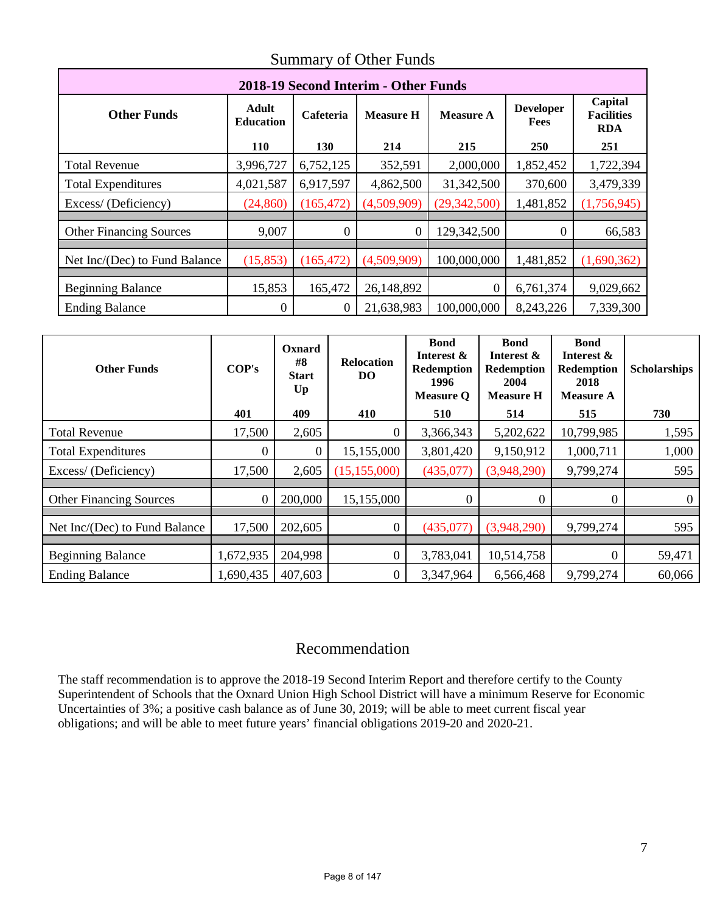## Summary of Other Funds

| 2018-19 Second Interim - Other Funds | | | | | | |
|---|---|---|---|---|---|---|
| Other Funds | Adult Education<br>110 | Cafeteria<br>130 | Measure H<br>214 | Measure A<br>215 | Developer Fees<br>250 | Capital Facilities RDA<br>251 |
| Total Revenue | 3,996,727 | 6,752,125 | 352,591 | 2,000,000 | 1,852,452 | 1,722,394 |
| Total Expenditures | 4,021,587 | 6,917,597 | 4,862,500 | 31,342,500 | 370,600 | 3,479,339 |
| Excess/ (Deficiency) | (24,860) | (165,472) | (4,509,909) | (29,342,500) | 1,481,852 | (1,756,945) |
| Other Financing Sources | 9,007 | 0 | 0 | 129,342,500 | 0 | 66,583 |
| Net Inc/(Dec) to Fund Balance | (15,853) | (165,472) | (4,509,909) | 100,000,000 | 1,481,852 | (1,690,362) |
| Beginning Balance | 15,853 | 165,472 | 26,148,892 | 0 | 6,761,374 | 9,029,662 |
| Ending Balance | 0 | 0 | 21,638,983 | 100,000,000 | 8,243,226 | 7,339,300 |

| Other Funds | COP's<br>401 | Oxnard #8 Start Up<br>409 | Relocation DO<br>410 | Bond Interest & Redemption 1996 Measure Q<br>510 | Bond Interest & Redemption 2004 Measure H<br>514 | Bond Interest & Redemption 2018 Measure A<br>515 | Scholarships<br>730 |
|---|---|---|---|---|---|---|---|
| Total Revenue | 17,500 | 2,605 | 0 | 3,366,343 | 5,202,622 | 10,799,985 | 1,595 |
| Total Expenditures | 0 | 0 | 15,155,000 | 3,801,420 | 9,150,912 | 1,000,711 | 1,000 |
| Excess/ (Deficiency) | 17,500 | 2,605 | (15,155,000) | (435,077) | (3,948,290) | 9,799,274 | 595 |
| Other Financing Sources | 0 | 200,000 | 15,155,000 | 0 | 0 | 0 | 0 |
| Net Inc/(Dec) to Fund Balance | 17,500 | 202,605 | 0 | (435,077) | (3,948,290) | 9,799,274 | 595 |
| Beginning Balance | 1,672,935 | 204,998 | 0 | 3,783,041 | 10,514,758 | 0 | 59,471 |
| Ending Balance | 1,690,435 | 407,603 | 0 | 3,347,964 | 6,566,468 | 9,799,274 | 60,066 |

## Recommendation

The staff recommendation is to approve the 2018-19 Second Interim Report and therefore certify to the County Superintendent of Schools that the Oxnard Union High School District will have a minimum Reserve for Economic Uncertainties of 3%; a positive cash balance as of June 30, 2019; will be able to meet current fiscal year obligations; and will be able to meet future years' financial obligations 2019-20 and 2020-21.